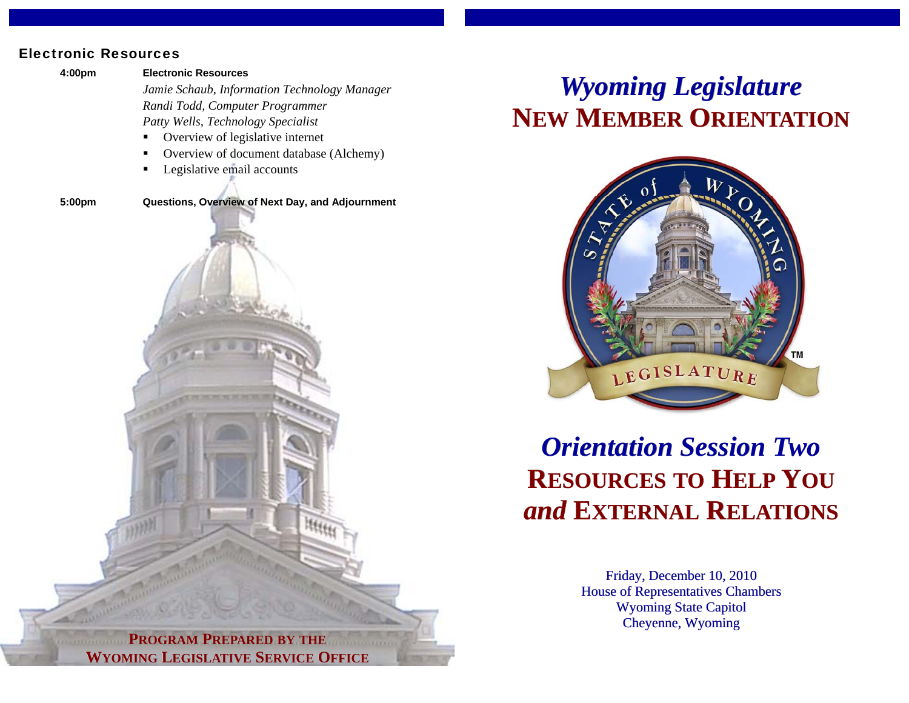## Electronic Resources

**4:00pm** **Electronic Resources**

*Jamie Schaub, Information Technology Manager*
*Randi Todd, Computer Programmer*
*Patty Wells, Technology Specialist*

- Overview of legislative internet
- Overview of document database (Alchemy)
- Legislative email accounts

**5:00pm** **Questions, Overview of Next Day, and Adjournment**

**PROGRAM PREPARED BY THE WYOMING LEGISLATIVE SERVICE OFFICE**

# *Wyoming Legislature*
# NEW MEMBER ORIENTATION

STATE of WYOMING LEGISLATURE ™

## *Orientation Session Two*
## RESOURCES TO HELP YOU *and* EXTERNAL RELATIONS

Friday, December 10, 2010
House of Representatives Chambers
Wyoming State Capitol
Cheyenne, Wyoming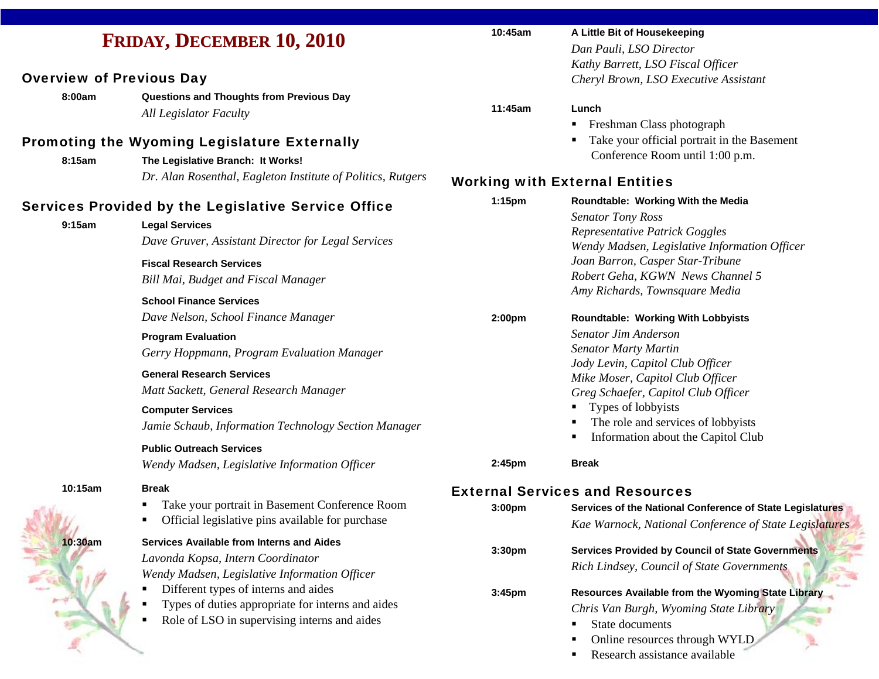# FRIDAY, DECEMBER 10, 2010

## Overview of Previous Day

**8:00am** **Questions and Thoughts from Previous Day**
*All Legislator Faculty*

## Promoting the Wyoming Legislature Externally

**8:15am** **The Legislative Branch: It Works!**
*Dr. Alan Rosenthal, Eagleton Institute of Politics, Rutgers*

## Services Provided by the Legislative Service Office

**9:15am** **Legal Services**
*Dave Gruver, Assistant Director for Legal Services*

**Fiscal Research Services**
*Bill Mai, Budget and Fiscal Manager*

**School Finance Services**
*Dave Nelson, School Finance Manager*

**Program Evaluation**
*Gerry Hoppmann, Program Evaluation Manager*

**General Research Services**
*Matt Sackett, General Research Manager*

**Computer Services**
*Jamie Schaub, Information Technology Section Manager*

**Public Outreach Services**
*Wendy Madsen, Legislative Information Officer*

**10:15am** **Break**

- Take your portrait in Basement Conference Room
- Official legislative pins available for purchase

**10:30am** **Services Available from Interns and Aides**
*Lavonda Kopsa, Intern Coordinator*
*Wendy Madsen, Legislative Information Officer*

- Different types of interns and aides
- Types of duties appropriate for interns and aides
- Role of LSO in supervising interns and aides

**10:45am** **A Little Bit of Housekeeping**
*Dan Pauli, LSO Director*
*Kathy Barrett, LSO Fiscal Officer*
*Cheryl Brown, LSO Executive Assistant*

**11:45am** **Lunch**

- Freshman Class photograph
- Take your official portrait in the Basement Conference Room until 1:00 p.m.

## Working with External Entities

**1:15pm** **Roundtable: Working With the Media**
*Senator Tony Ross*
*Representative Patrick Goggles*
*Wendy Madsen, Legislative Information Officer*
*Joan Barron, Casper Star-Tribune*
*Robert Geha, KGWN News Channel 5*
*Amy Richards, Townsquare Media*

**2:00pm** **Roundtable: Working With Lobbyists**
*Senator Jim Anderson*
*Senator Marty Martin*
*Jody Levin, Capitol Club Officer*
*Mike Moser, Capitol Club Officer*
*Greg Schaefer, Capitol Club Officer*

- Types of lobbyists
- The role and services of lobbyists
- Information about the Capitol Club

**2:45pm** **Break**

## External Services and Resources

**3:00pm** **Services of the National Conference of State Legislatures**
*Kae Warnock, National Conference of State Legislatures*

**3:30pm** **Services Provided by Council of State Governments**
*Rich Lindsey, Council of State Governments*

**3:45pm** **Resources Available from the Wyoming State Library**
*Chris Van Burgh, Wyoming State Library*

- State documents
- Online resources through WYLD
- Research assistance available